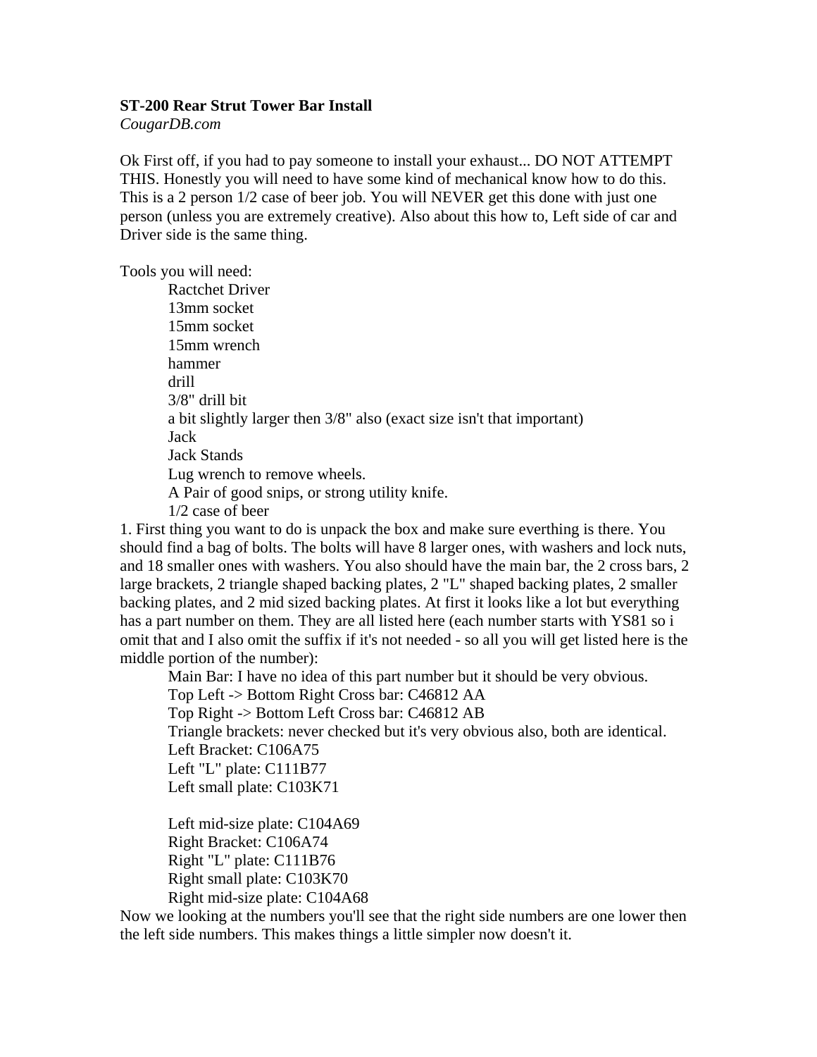**ST-200 Rear Strut Tower Bar Install**

*CougarDB.com*

Ok First off, if you had to pay someone to install your exhaust... DO NOT ATTEMPT THIS. Honestly you will need to have some kind of mechanical know how to do this. This is a 2 person 1/2 case of beer job. You will NEVER get this done with just one person (unless you are extremely creative). Also about this how to, Left side of car and Driver side is the same thing.

Tools you will need:

- Ractchet Driver
- 13mm socket
- 15mm socket
- 15mm wrench
- hammer
- drill
- 3/8" drill bit
- a bit slightly larger then 3/8" also (exact size isn't that important)
- Jack
- Jack Stands
- Lug wrench to remove wheels.
- A Pair of good snips, or strong utility knife.
- 1/2 case of beer

1. First thing you want to do is unpack the box and make sure everthing is there. You should find a bag of bolts. The bolts will have 8 larger ones, with washers and lock nuts, and 18 smaller ones with washers. You also should have the main bar, the 2 cross bars, 2 large brackets, 2 triangle shaped backing plates, 2 "L" shaped backing plates, 2 smaller backing plates, and 2 mid sized backing plates. At first it looks like a lot but everything has a part number on them. They are all listed here (each number starts with YS81 so i omit that and I also omit the suffix if it's not needed - so all you will get listed here is the middle portion of the number):

   Main Bar: I have no idea of this part number but it should be very obvious.
   Top Left -> Bottom Right Cross bar: C46812 AA
   Top Right -> Bottom Left Cross bar: C46812 AB
   Triangle brackets: never checked but it's very obvious also, both are identical.
   Left Bracket: C106A75
   Left "L" plate: C111B77
   Left small plate: C103K71

   Left mid-size plate: C104A69
   Right Bracket: C106A74
   Right "L" plate: C111B76
   Right small plate: C103K70
   Right mid-size plate: C104A68

Now we looking at the numbers you'll see that the right side numbers are one lower then the left side numbers. This makes things a little simpler now doesn't it.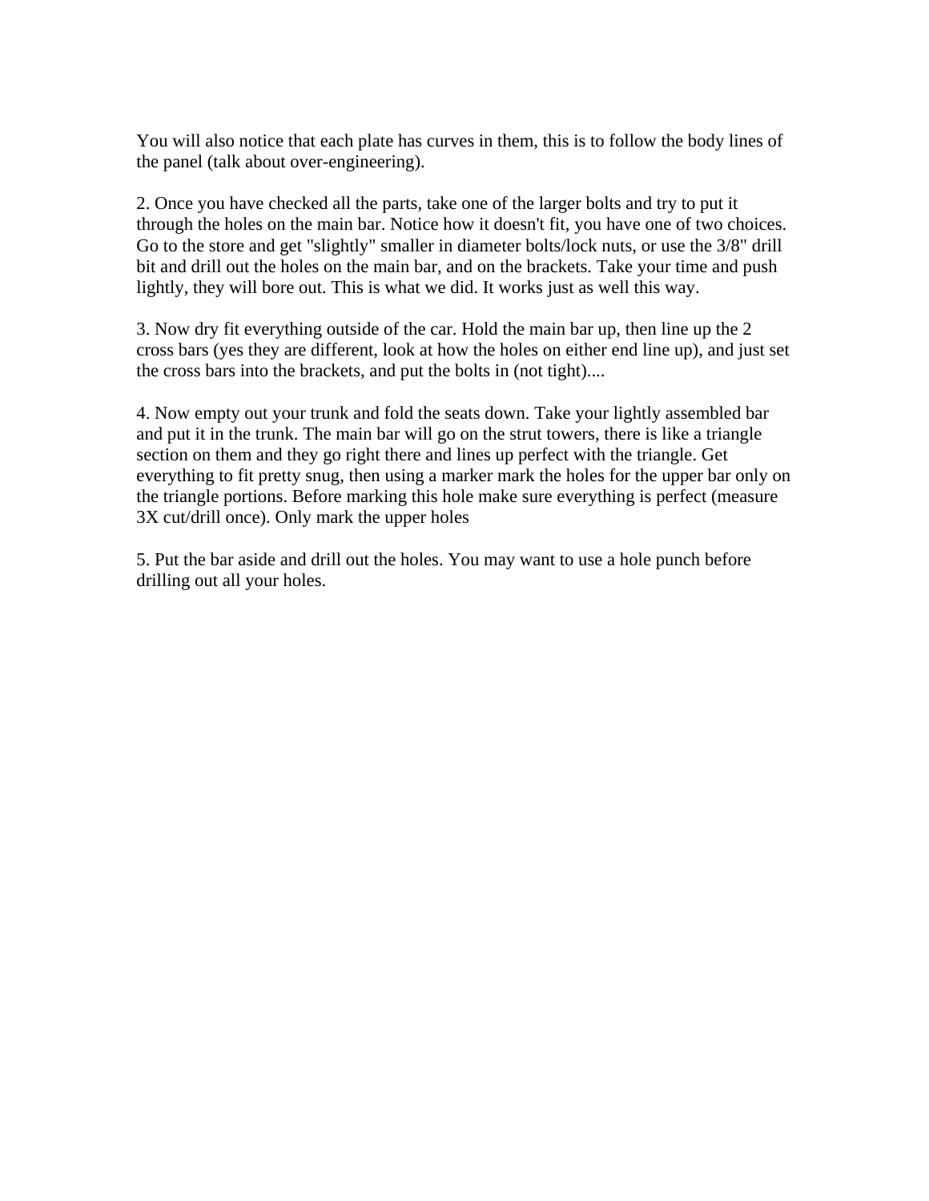You will also notice that each plate has curves in them, this is to follow the body lines of the panel (talk about over-engineering).

2. Once you have checked all the parts, take one of the larger bolts and try to put it through the holes on the main bar. Notice how it doesn't fit, you have one of two choices. Go to the store and get "slightly" smaller in diameter bolts/lock nuts, or use the 3/8" drill bit and drill out the holes on the main bar, and on the brackets. Take your time and push lightly, they will bore out. This is what we did. It works just as well this way.

3. Now dry fit everything outside of the car. Hold the main bar up, then line up the 2 cross bars (yes they are different, look at how the holes on either end line up), and just set the cross bars into the brackets, and put the bolts in (not tight)....

4. Now empty out your trunk and fold the seats down. Take your lightly assembled bar and put it in the trunk. The main bar will go on the strut towers, there is like a triangle section on them and they go right there and lines up perfect with the triangle. Get everything to fit pretty snug, then using a marker mark the holes for the upper bar only on the triangle portions. Before marking this hole make sure everything is perfect (measure 3X cut/drill once). Only mark the upper holes

5. Put the bar aside and drill out the holes. You may want to use a hole punch before drilling out all your holes.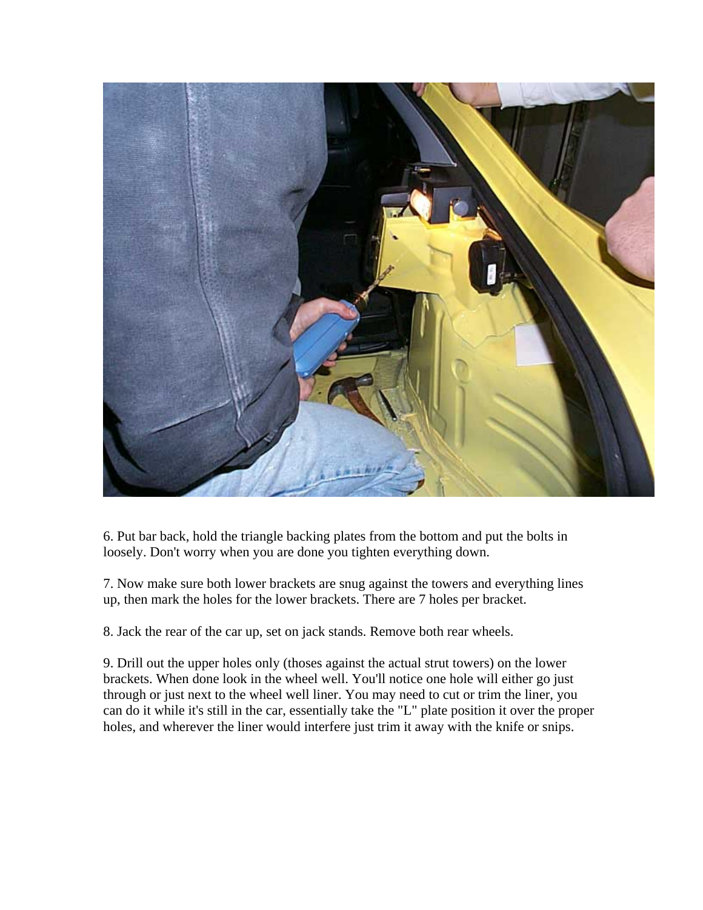6. Put bar back, hold the triangle backing plates from the bottom and put the bolts in loosely. Don't worry when you are done you tighten everything down.

7. Now make sure both lower brackets are snug against the towers and everything lines up, then mark the holes for the lower brackets. There are 7 holes per bracket.

8. Jack the rear of the car up, set on jack stands. Remove both rear wheels.

9. Drill out the upper holes only (thoses against the actual strut towers) on the lower brackets. When done look in the wheel well. You'll notice one hole will either go just through or just next to the wheel well liner. You may need to cut or trim the liner, you can do it while it's still in the car, essentially take the "L" plate position it over the proper holes, and wherever the liner would interfere just trim it away with the knife or snips.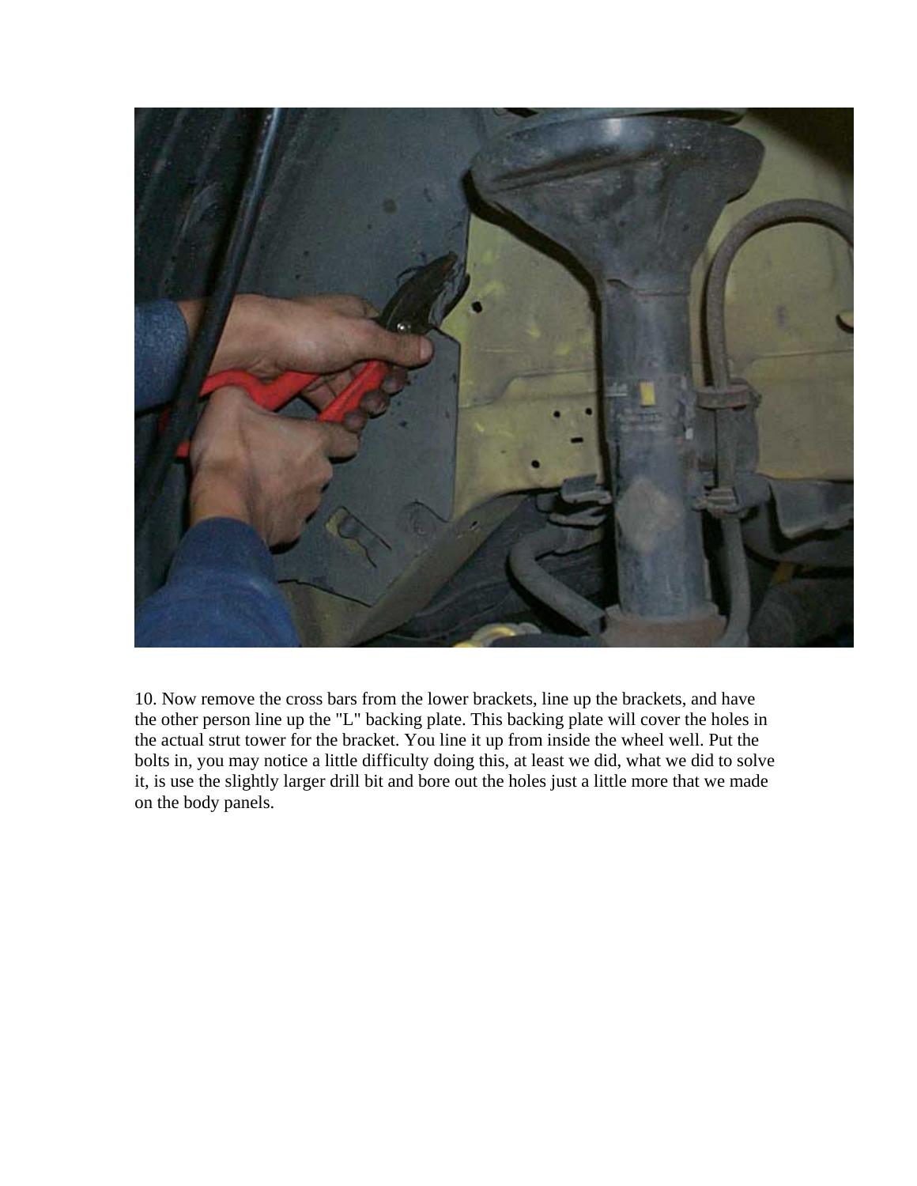10. Now remove the cross bars from the lower brackets, line up the brackets, and have the other person line up the "L" backing plate. This backing plate will cover the holes in the actual strut tower for the bracket. You line it up from inside the wheel well. Put the bolts in, you may notice a little difficulty doing this, at least we did, what we did to solve it, is use the slightly larger drill bit and bore out the holes just a little more that we made on the body panels.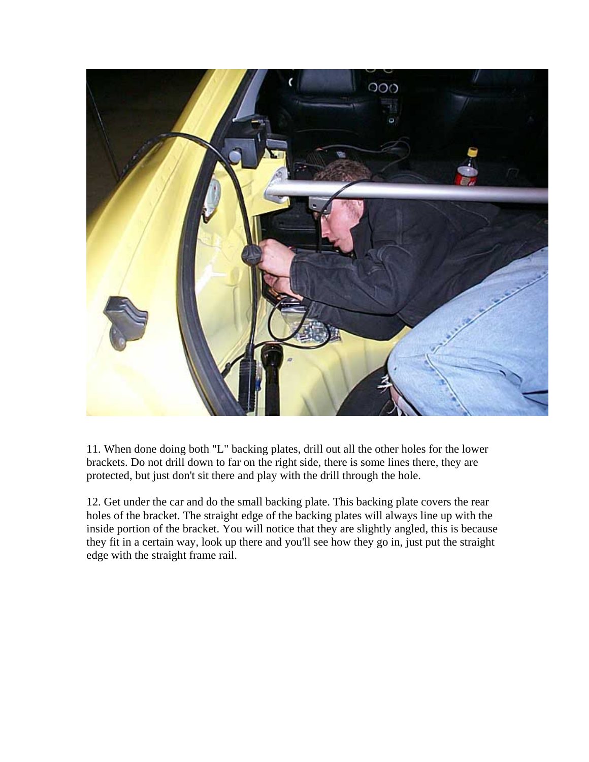11. When done doing both "L" backing plates, drill out all the other holes for the lower brackets. Do not drill down to far on the right side, there is some lines there, they are protected, but just don't sit there and play with the drill through the hole.

12. Get under the car and do the small backing plate. This backing plate covers the rear holes of the bracket. The straight edge of the backing plates will always line up with the inside portion of the bracket. You will notice that they are slightly angled, this is because they fit in a certain way, look up there and you'll see how they go in, just put the straight edge with the straight frame rail.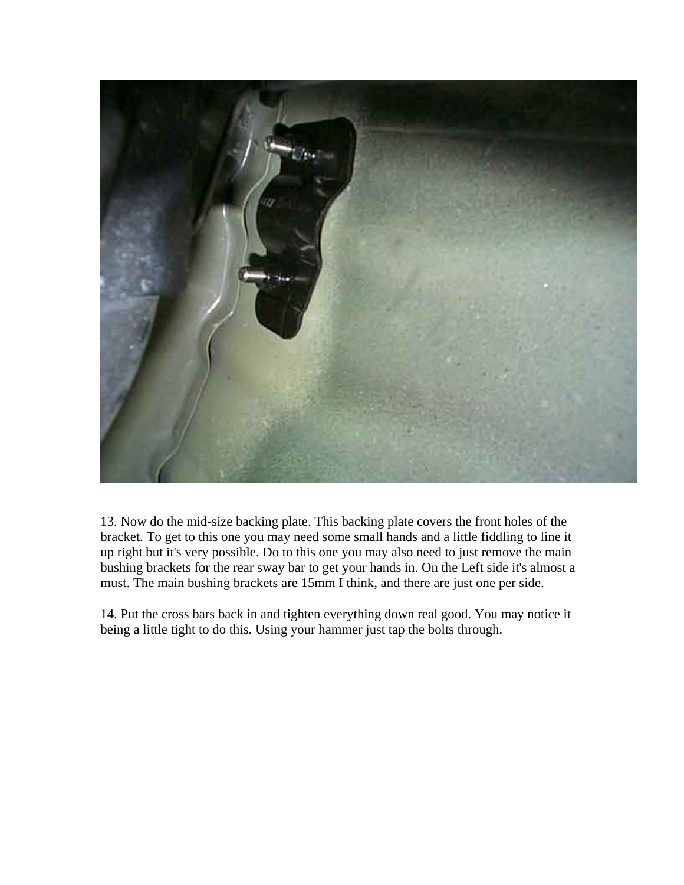13. Now do the mid-size backing plate. This backing plate covers the front holes of the bracket. To get to this one you may need some small hands and a little fiddling to line it up right but it's very possible. Do to this one you may also need to just remove the main bushing brackets for the rear sway bar to get your hands in. On the Left side it's almost a must. The main bushing brackets are 15mm I think, and there are just one per side.

14. Put the cross bars back in and tighten everything down real good. You may notice it being a little tight to do this. Using your hammer just tap the bolts through.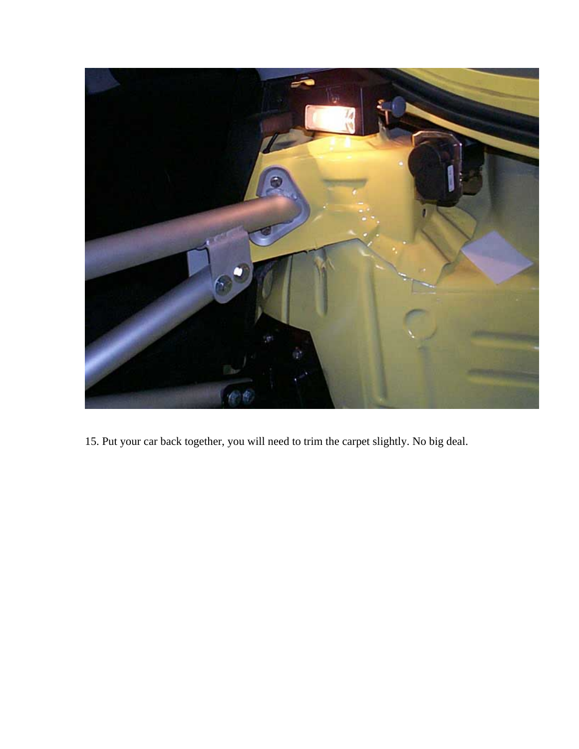15. Put your car back together, you will need to trim the carpet slightly. No big deal.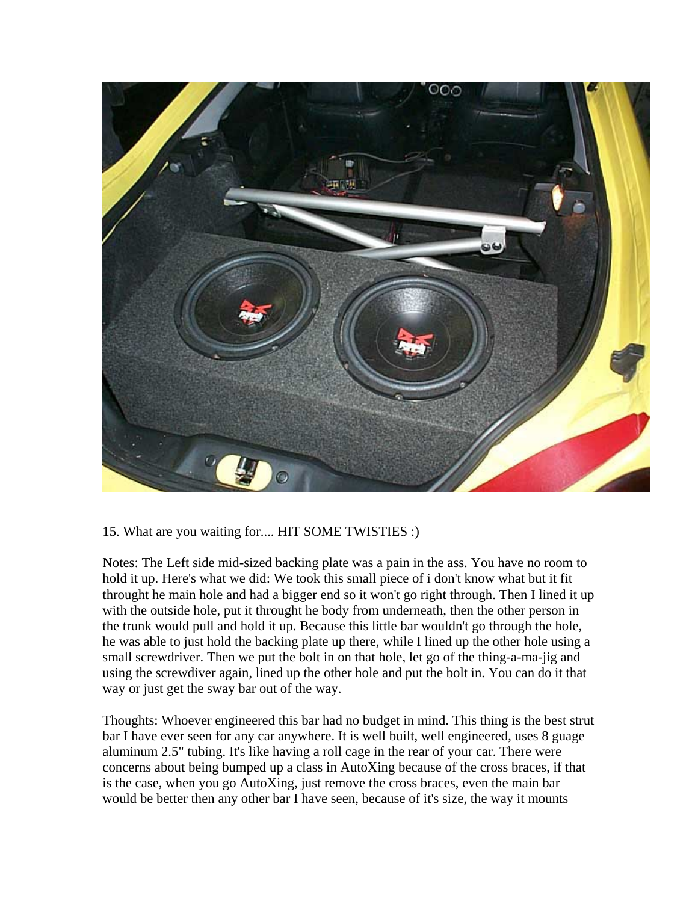15. What are you waiting for.... HIT SOME TWISTIES :)

Notes: The Left side mid-sized backing plate was a pain in the ass. You have no room to hold it up. Here's what we did: We took this small piece of i don't know what but it fit throught he main hole and had a bigger end so it won't go right through. Then I lined it up with the outside hole, put it throught he body from underneath, then the other person in the trunk would pull and hold it up. Because this little bar wouldn't go through the hole, he was able to just hold the backing plate up there, while I lined up the other hole using a small screwdriver. Then we put the bolt in on that hole, let go of the thing-a-ma-jig and using the screwdiver again, lined up the other hole and put the bolt in. You can do it that way or just get the sway bar out of the way.

Thoughts: Whoever engineered this bar had no budget in mind. This thing is the best strut bar I have ever seen for any car anywhere. It is well built, well engineered, uses 8 guage aluminum 2.5" tubing. It's like having a roll cage in the rear of your car. There were concerns about being bumped up a class in AutoXing because of the cross braces, if that is the case, when you go AutoXing, just remove the cross braces, even the main bar would be better then any other bar I have seen, because of it's size, the way it mounts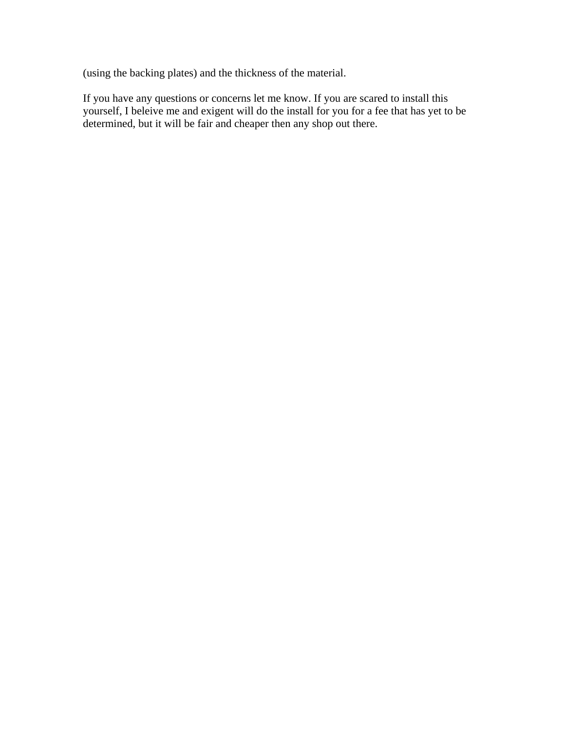(using the backing plates) and the thickness of the material.

If you have any questions or concerns let me know. If you are scared to install this yourself, I beleive me and exigent will do the install for you for a fee that has yet to be determined, but it will be fair and cheaper then any shop out there.